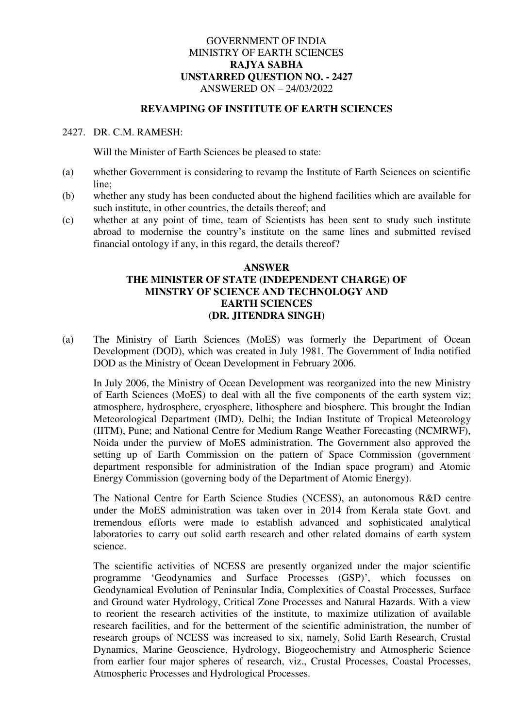GOVERNMENT OF INDIA
MINISTRY OF EARTH SCIENCES
**RAJYA SABHA**
**UNSTARRED QUESTION NO. - 2427**
ANSWERED ON – 24/03/2022

## REVAMPING OF INSTITUTE OF EARTH SCIENCES

2427. DR. C.M. RAMESH:

Will the Minister of Earth Sciences be pleased to state:

(a) whether Government is considering to revamp the Institute of Earth Sciences on scientific line;

(b) whether any study has been conducted about the highend facilities which are available for such institute, in other countries, the details thereof; and

(c) whether at any point of time, team of Scientists has been sent to study such institute abroad to modernise the country's institute on the same lines and submitted revised financial ontology if any, in this regard, the details thereof?

## ANSWER
## THE MINISTER OF STATE (INDEPENDENT CHARGE) OF MINSTRY OF SCIENCE AND TECHNOLOGY AND EARTH SCIENCES (DR. JITENDRA SINGH)

(a) The Ministry of Earth Sciences (MoES) was formerly the Department of Ocean Development (DOD), which was created in July 1981. The Government of India notified DOD as the Ministry of Ocean Development in February 2006.

In July 2006, the Ministry of Ocean Development was reorganized into the new Ministry of Earth Sciences (MoES) to deal with all the five components of the earth system viz; atmosphere, hydrosphere, cryosphere, lithosphere and biosphere. This brought the Indian Meteorological Department (IMD), Delhi; the Indian Institute of Tropical Meteorology (IITM), Pune; and National Centre for Medium Range Weather Forecasting (NCMRWF), Noida under the purview of MoES administration. The Government also approved the setting up of Earth Commission on the pattern of Space Commission (government department responsible for administration of the Indian space program) and Atomic Energy Commission (governing body of the Department of Atomic Energy).

The National Centre for Earth Science Studies (NCESS), an autonomous R&D centre under the MoES administration was taken over in 2014 from Kerala state Govt. and tremendous efforts were made to establish advanced and sophisticated analytical laboratories to carry out solid earth research and other related domains of earth system science.

The scientific activities of NCESS are presently organized under the major scientific programme 'Geodynamics and Surface Processes (GSP)', which focusses on Geodynamical Evolution of Peninsular India, Complexities of Coastal Processes, Surface and Ground water Hydrology, Critical Zone Processes and Natural Hazards. With a view to reorient the research activities of the institute, to maximize utilization of available research facilities, and for the betterment of the scientific administration, the number of research groups of NCESS was increased to six, namely, Solid Earth Research, Crustal Dynamics, Marine Geoscience, Hydrology, Biogeochemistry and Atmospheric Science from earlier four major spheres of research, viz., Crustal Processes, Coastal Processes, Atmospheric Processes and Hydrological Processes.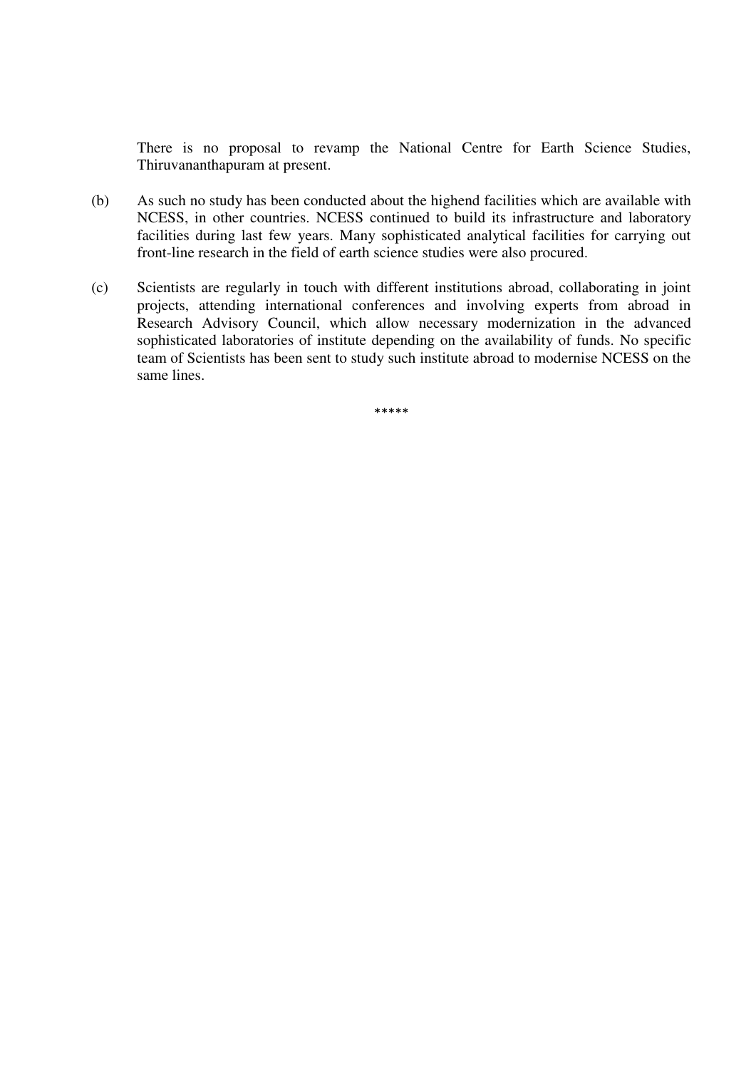There is no proposal to revamp the National Centre for Earth Science Studies, Thiruvananthapuram at present.

(b) As such no study has been conducted about the highend facilities which are available with NCESS, in other countries. NCESS continued to build its infrastructure and laboratory facilities during last few years. Many sophisticated analytical facilities for carrying out front-line research in the field of earth science studies were also procured.

(c) Scientists are regularly in touch with different institutions abroad, collaborating in joint projects, attending international conferences and involving experts from abroad in Research Advisory Council, which allow necessary modernization in the advanced sophisticated laboratories of institute depending on the availability of funds. No specific team of Scientists has been sent to study such institute abroad to modernise NCESS on the same lines.

*****